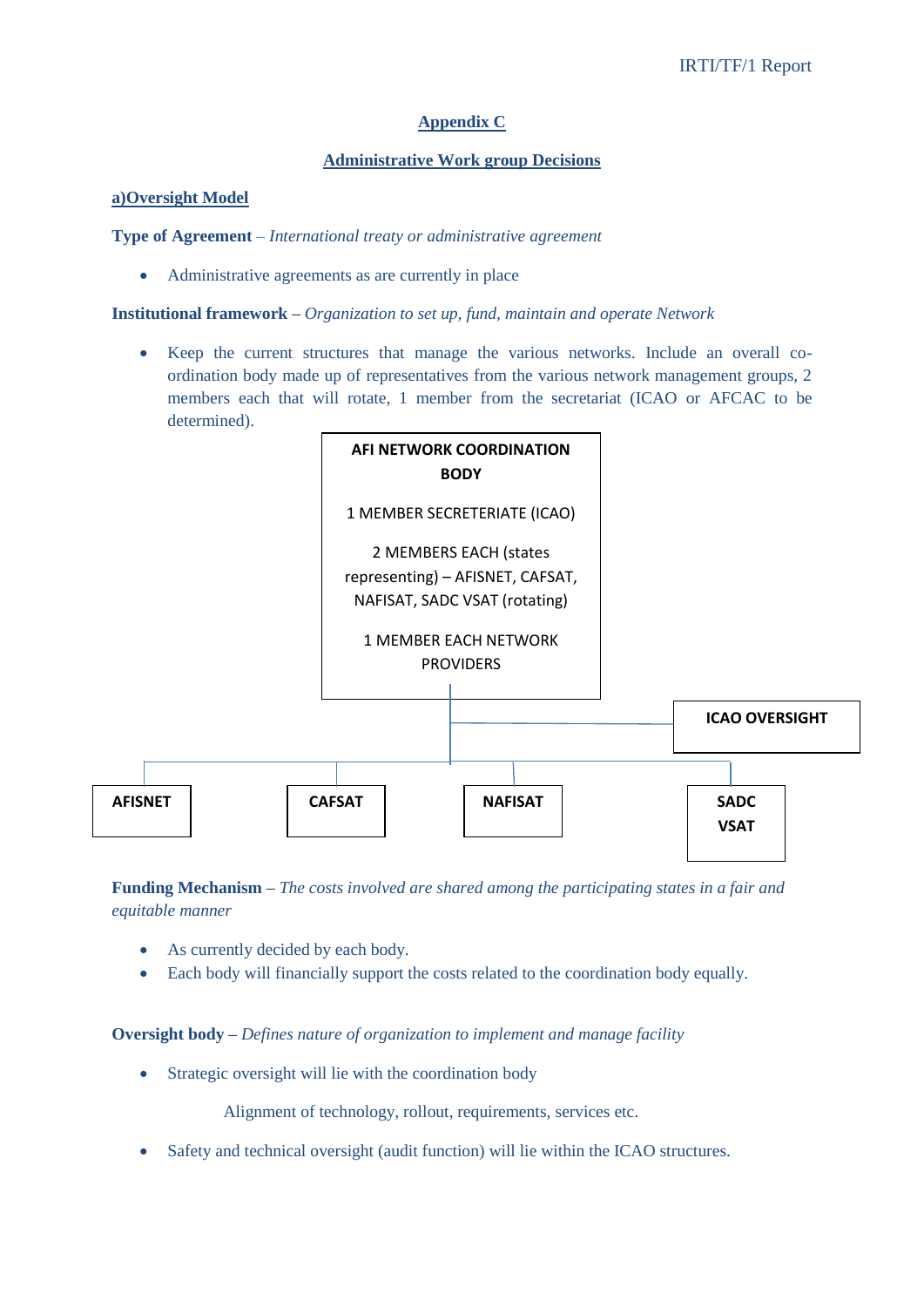## Appendix C

### Administrative Work group Decisions

**a)Oversight Model**

**Type of Agreement** – *International treaty or administrative agreement*

- Administrative agreements as are currently in place

**Institutional framework** – *Organization to set up, fund, maintain and operate Network*

- Keep the current structures that manage the various networks. Include an overall co-ordination body made up of representatives from the various network management groups, 2 members each that will rotate, 1 member from the secretariat (ICAO or AFCAC to be determined).

**AFI NETWORK COORDINATION BODY**

1 MEMBER SECRETERIATE (ICAO)

2 MEMBERS EACH (states representing) – AFISNET, CAFSAT, NAFISAT, SADC VSAT (rotating)

1 MEMBER EACH NETWORK PROVIDERS

**ICAO OVERSIGHT**

**AFISNET** | **CAFSAT** | **NAFISAT** | **SADC VSAT**

**Funding Mechanism** – *The costs involved are shared among the participating states in a fair and equitable manner*

- As currently decided by each body.
- Each body will financially support the costs related to the coordination body equally.

**Oversight body** – *Defines nature of organization to implement and manage facility*

- Strategic oversight will lie with the coordination body

  Alignment of technology, rollout, requirements, services etc.

- Safety and technical oversight (audit function) will lie within the ICAO structures.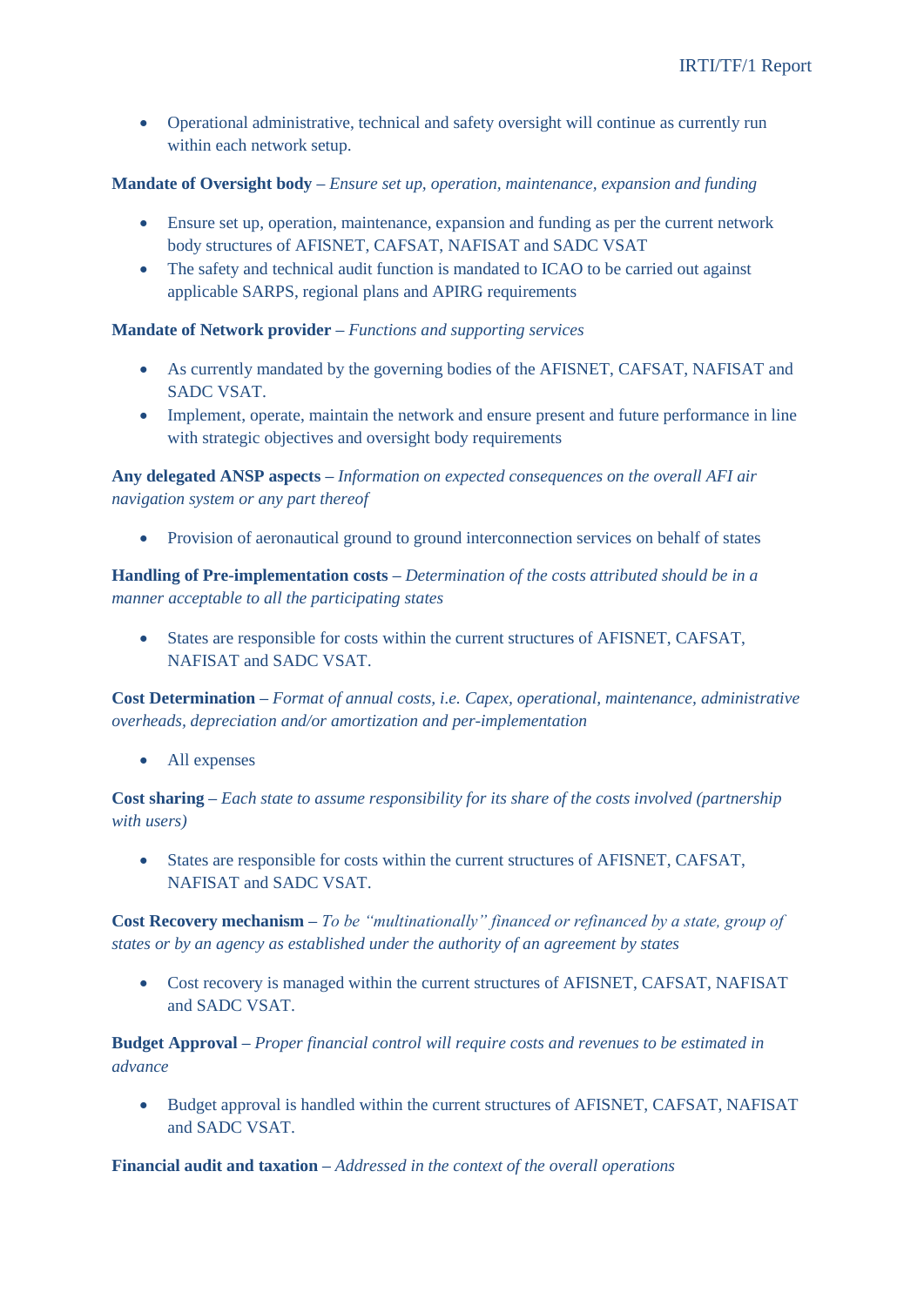- Operational administrative, technical and safety oversight will continue as currently run within each network setup.

**Mandate of Oversight body** – *Ensure set up, operation, maintenance, expansion and funding*

- Ensure set up, operation, maintenance, expansion and funding as per the current network body structures of AFISNET, CAFSAT, NAFISAT and SADC VSAT
- The safety and technical audit function is mandated to ICAO to be carried out against applicable SARPS, regional plans and APIRG requirements

**Mandate of Network provider** – *Functions and supporting services*

- As currently mandated by the governing bodies of the AFISNET, CAFSAT, NAFISAT and SADC VSAT.
- Implement, operate, maintain the network and ensure present and future performance in line with strategic objectives and oversight body requirements

**Any delegated ANSP aspects** – *Information on expected consequences on the overall AFI air navigation system or any part thereof*

- Provision of aeronautical ground to ground interconnection services on behalf of states

**Handling of Pre-implementation costs** – *Determination of the costs attributed should be in a manner acceptable to all the participating states*

- States are responsible for costs within the current structures of AFISNET, CAFSAT, NAFISAT and SADC VSAT.

**Cost Determination** – *Format of annual costs, i.e. Capex, operational, maintenance, administrative overheads, depreciation and/or amortization and per-implementation*

- All expenses

**Cost sharing** – *Each state to assume responsibility for its share of the costs involved (partnership with users)*

- States are responsible for costs within the current structures of AFISNET, CAFSAT, NAFISAT and SADC VSAT.

**Cost Recovery mechanism** – *To be "multinationally" financed or refinanced by a state, group of states or by an agency as established under the authority of an agreement by states*

- Cost recovery is managed within the current structures of AFISNET, CAFSAT, NAFISAT and SADC VSAT.

**Budget Approval** – *Proper financial control will require costs and revenues to be estimated in advance*

- Budget approval is handled within the current structures of AFISNET, CAFSAT, NAFISAT and SADC VSAT.

**Financial audit and taxation** – *Addressed in the context of the overall operations*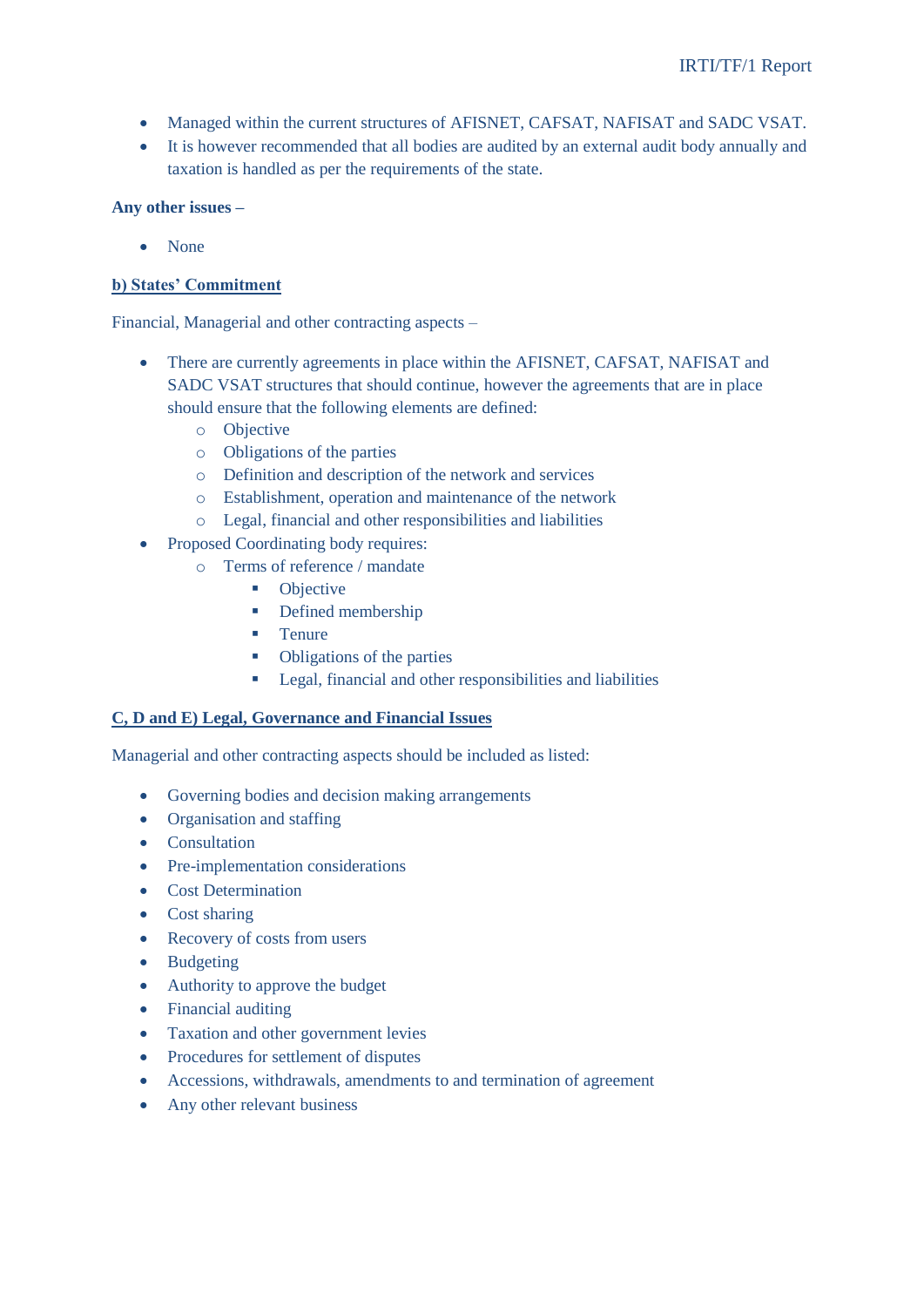- Managed within the current structures of AFISNET, CAFSAT, NAFISAT and SADC VSAT.
- It is however recommended that all bodies are audited by an external audit body annually and taxation is handled as per the requirements of the state.

**Any other issues –**

- None

**b) States' Commitment**

Financial, Managerial and other contracting aspects –

- There are currently agreements in place within the AFISNET, CAFSAT, NAFISAT and SADC VSAT structures that should continue, however the agreements that are in place should ensure that the following elements are defined:
  - Objective
  - Obligations of the parties
  - Definition and description of the network and services
  - Establishment, operation and maintenance of the network
  - Legal, financial and other responsibilities and liabilities
- Proposed Coordinating body requires:
  - Terms of reference / mandate
    - Objective
    - Defined membership
    - Tenure
    - Obligations of the parties
    - Legal, financial and other responsibilities and liabilities

**C, D and E) Legal, Governance and Financial Issues**

Managerial and other contracting aspects should be included as listed:

- Governing bodies and decision making arrangements
- Organisation and staffing
- Consultation
- Pre-implementation considerations
- Cost Determination
- Cost sharing
- Recovery of costs from users
- Budgeting
- Authority to approve the budget
- Financial auditing
- Taxation and other government levies
- Procedures for settlement of disputes
- Accessions, withdrawals, amendments to and termination of agreement
- Any other relevant business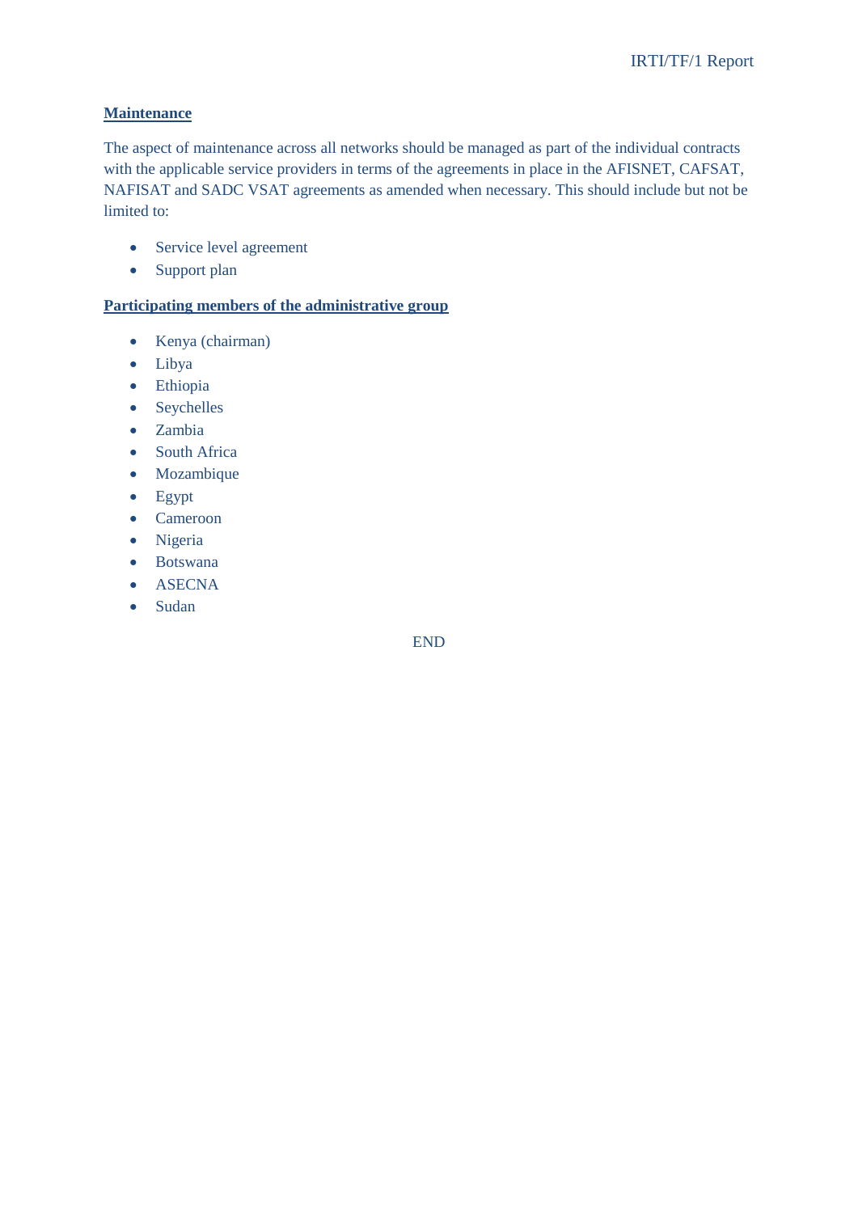**Maintenance**

The aspect of maintenance across all networks should be managed as part of the individual contracts with the applicable service providers in terms of the agreements in place in the AFISNET, CAFSAT, NAFISAT and SADC VSAT agreements as amended when necessary. This should include but not be limited to:

- Service level agreement
- Support plan

**Participating members of the administrative group**

- Kenya (chairman)
- Libya
- Ethiopia
- Seychelles
- Zambia
- South Africa
- Mozambique
- Egypt
- Cameroon
- Nigeria
- Botswana
- ASECNA
- Sudan

END